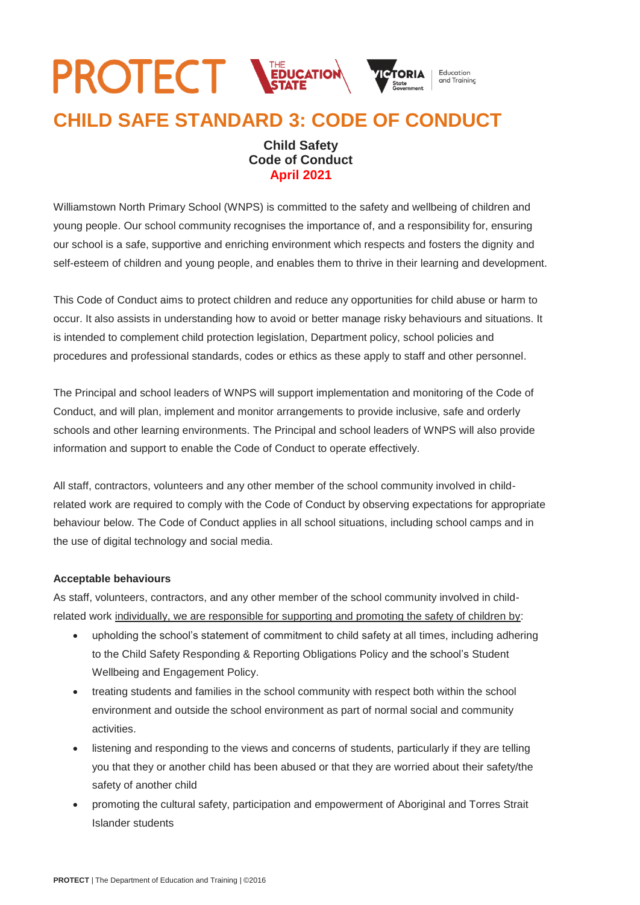PROTECT THE EDUCATION STATE VICTORIA State Government Education and Training

# CHILD SAFE STANDARD 3: CODE OF CONDUCT

**Child Safety**
**Code of Conduct**
**April 2021**

Williamstown North Primary School (WNPS) is committed to the safety and wellbeing of children and young people. Our school community recognises the importance of, and a responsibility for, ensuring our school is a safe, supportive and enriching environment which respects and fosters the dignity and self-esteem of children and young people, and enables them to thrive in their learning and development.

This Code of Conduct aims to protect children and reduce any opportunities for child abuse or harm to occur. It also assists in understanding how to avoid or better manage risky behaviours and situations. It is intended to complement child protection legislation, Department policy, school policies and procedures and professional standards, codes or ethics as these apply to staff and other personnel.

The Principal and school leaders of WNPS will support implementation and monitoring of the Code of Conduct, and will plan, implement and monitor arrangements to provide inclusive, safe and orderly schools and other learning environments. The Principal and school leaders of WNPS will also provide information and support to enable the Code of Conduct to operate effectively.

All staff, contractors, volunteers and any other member of the school community involved in child-related work are required to comply with the Code of Conduct by observing expectations for appropriate behaviour below. The Code of Conduct applies in all school situations, including school camps and in the use of digital technology and social media.

**Acceptable behaviours**

As staff, volunteers, contractors, and any other member of the school community involved in child-related work individually, we are responsible for supporting and promoting the safety of children by:

- upholding the school's statement of commitment to child safety at all times, including adhering to the Child Safety Responding & Reporting Obligations Policy and the school's Student Wellbeing and Engagement Policy.
- treating students and families in the school community with respect both within the school environment and outside the school environment as part of normal social and community activities.
- listening and responding to the views and concerns of students, particularly if they are telling you that they or another child has been abused or that they are worried about their safety/the safety of another child
- promoting the cultural safety, participation and empowerment of Aboriginal and Torres Strait Islander students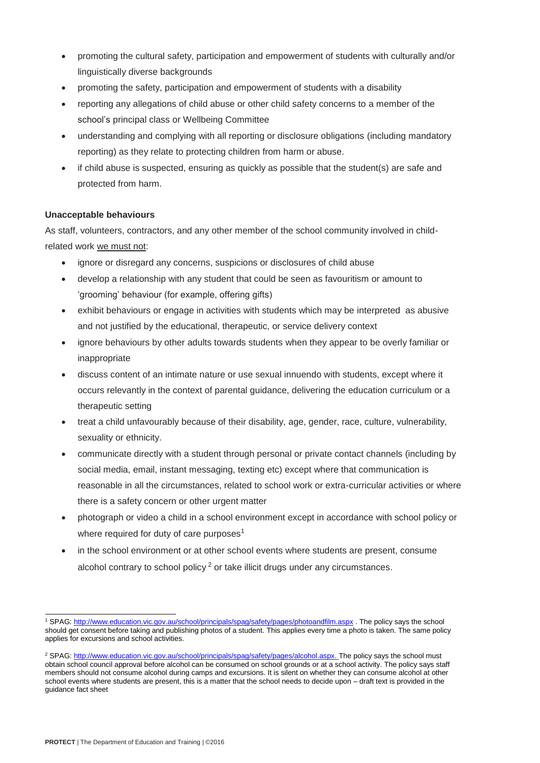- promoting the cultural safety, participation and empowerment of students with culturally and/or linguistically diverse backgrounds
- promoting the safety, participation and empowerment of students with a disability
- reporting any allegations of child abuse or other child safety concerns to a member of the school's principal class or Wellbeing Committee
- understanding and complying with all reporting or disclosure obligations (including mandatory reporting) as they relate to protecting children from harm or abuse.
- if child abuse is suspected, ensuring as quickly as possible that the student(s) are safe and protected from harm.

**Unacceptable behaviours**

As staff, volunteers, contractors, and any other member of the school community involved in child-related work we must not:

- ignore or disregard any concerns, suspicions or disclosures of child abuse
- develop a relationship with any student that could be seen as favouritism or amount to 'grooming' behaviour (for example, offering gifts)
- exhibit behaviours or engage in activities with students which may be interpreted as abusive and not justified by the educational, therapeutic, or service delivery context
- ignore behaviours by other adults towards students when they appear to be overly familiar or inappropriate
- discuss content of an intimate nature or use sexual innuendo with students, except where it occurs relevantly in the context of parental guidance, delivering the education curriculum or a therapeutic setting
- treat a child unfavourably because of their disability, age, gender, race, culture, vulnerability, sexuality or ethnicity.
- communicate directly with a student through personal or private contact channels (including by social media, email, instant messaging, texting etc) except where that communication is reasonable in all the circumstances, related to school work or extra-curricular activities or where there is a safety concern or other urgent matter
- photograph or video a child in a school environment except in accordance with school policy or where required for duty of care purposes[1]
- in the school environment or at other school events where students are present, consume alcohol contrary to school policy [2] or take illicit drugs under any circumstances.

---

[1] SPAG: http://www.education.vic.gov.au/school/principals/spag/safety/pages/photoandfilm.aspx . The policy says the school should get consent before taking and publishing photos of a student. This applies every time a photo is taken. The same policy applies for excursions and school activities.

[2] SPAG: http://www.education.vic.gov.au/school/principals/spag/safety/pages/alcohol.aspx. The policy says the school must obtain school council approval before alcohol can be consumed on school grounds or at a school activity. The policy says staff members should not consume alcohol during camps and excursions. It is silent on whether they can consume alcohol at other school events where students are present, this is a matter that the school needs to decide upon – draft text is provided in the guidance fact sheet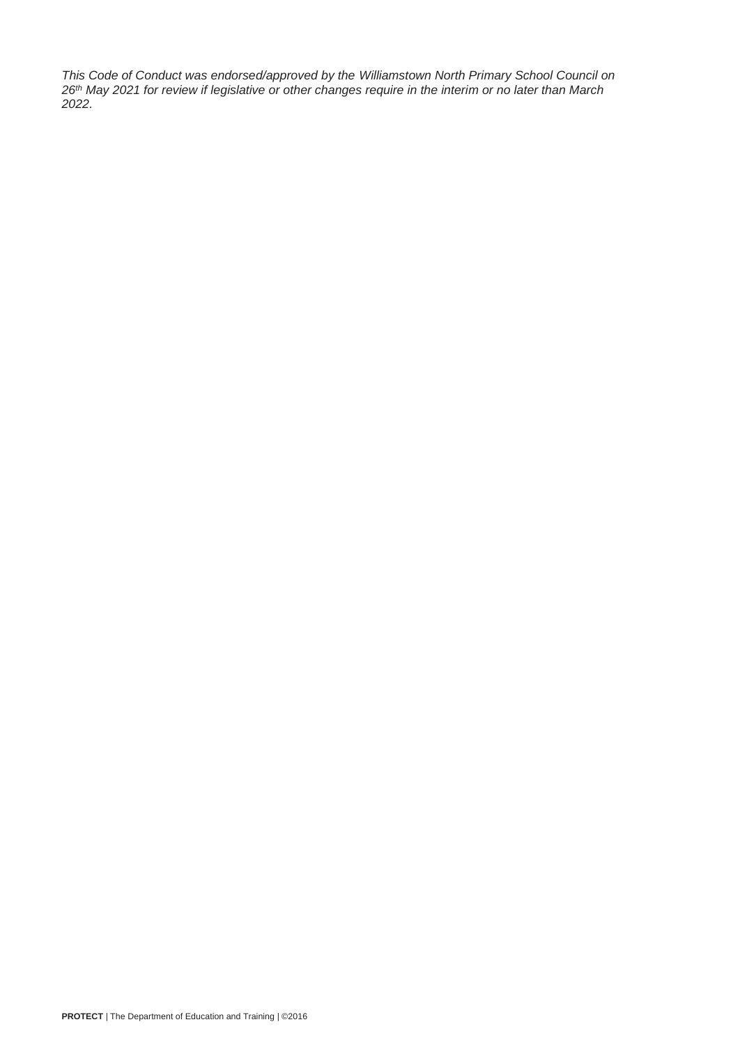*This Code of Conduct was endorsed/approved by the Williamstown North Primary School Council on 26th May 2021 for review if legislative or other changes require in the interim or no later than March 2022.*